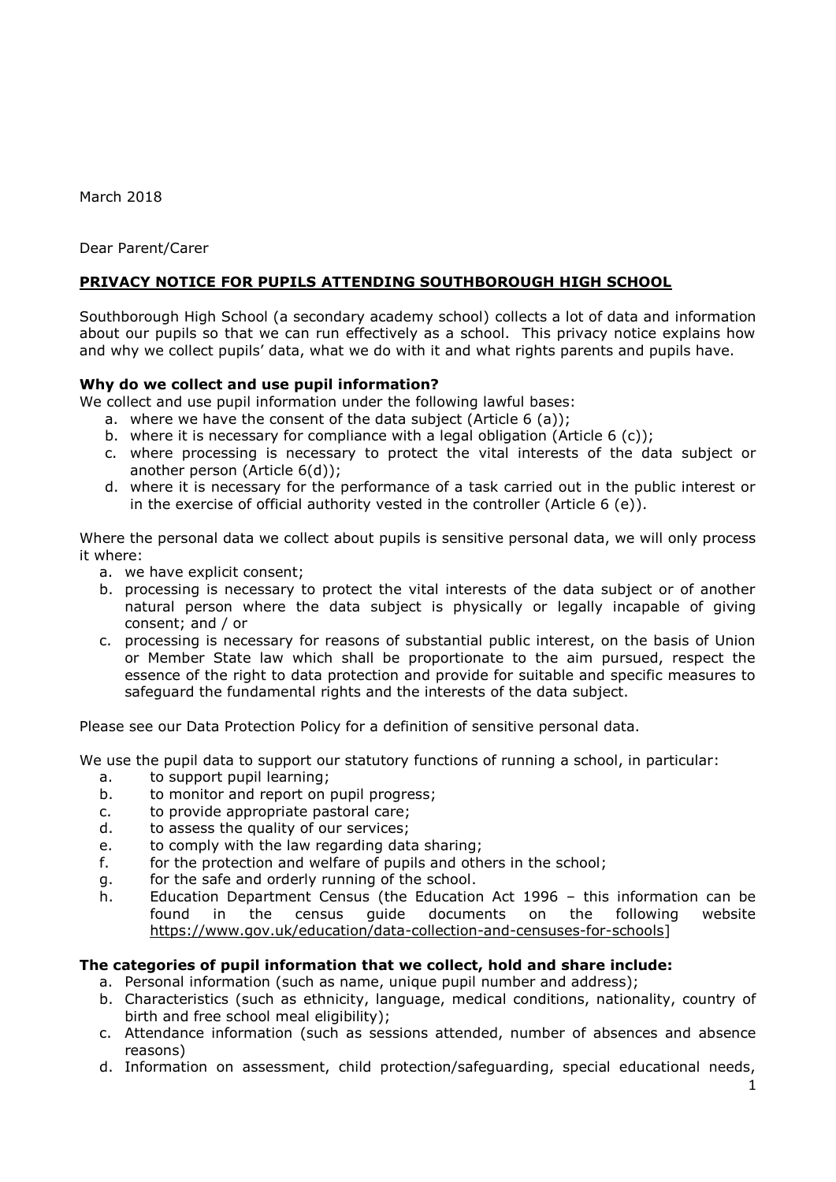March 2018

Dear Parent/Carer

**PRIVACY NOTICE FOR PUPILS ATTENDING SOUTHBOROUGH HIGH SCHOOL**

Southborough High School (a secondary academy school) collects a lot of data and information about our pupils so that we can run effectively as a school. This privacy notice explains how and why we collect pupils' data, what we do with it and what rights parents and pupils have.

**Why do we collect and use pupil information?**

We collect and use pupil information under the following lawful bases:

a. where we have the consent of the data subject (Article 6 (a));
b. where it is necessary for compliance with a legal obligation (Article 6 (c));
c. where processing is necessary to protect the vital interests of the data subject or another person (Article 6(d));
d. where it is necessary for the performance of a task carried out in the public interest or in the exercise of official authority vested in the controller (Article 6 (e)).

Where the personal data we collect about pupils is sensitive personal data, we will only process it where:

a. we have explicit consent;
b. processing is necessary to protect the vital interests of the data subject or of another natural person where the data subject is physically or legally incapable of giving consent; and / or
c. processing is necessary for reasons of substantial public interest, on the basis of Union or Member State law which shall be proportionate to the aim pursued, respect the essence of the right to data protection and provide for suitable and specific measures to safeguard the fundamental rights and the interests of the data subject.

Please see our Data Protection Policy for a definition of sensitive personal data.

We use the pupil data to support our statutory functions of running a school, in particular:

a. to support pupil learning;
b. to monitor and report on pupil progress;
c. to provide appropriate pastoral care;
d. to assess the quality of our services;
e. to comply with the law regarding data sharing;
f. for the protection and welfare of pupils and others in the school;
g. for the safe and orderly running of the school.
h. Education Department Census (the Education Act 1996 – this information can be found in the census guide documents on the following website https://www.gov.uk/education/data-collection-and-censuses-for-schools]

**The categories of pupil information that we collect, hold and share include:**

a. Personal information (such as name, unique pupil number and address);
b. Characteristics (such as ethnicity, language, medical conditions, nationality, country of birth and free school meal eligibility);
c. Attendance information (such as sessions attended, number of absences and absence reasons)
d. Information on assessment, child protection/safeguarding, special educational needs,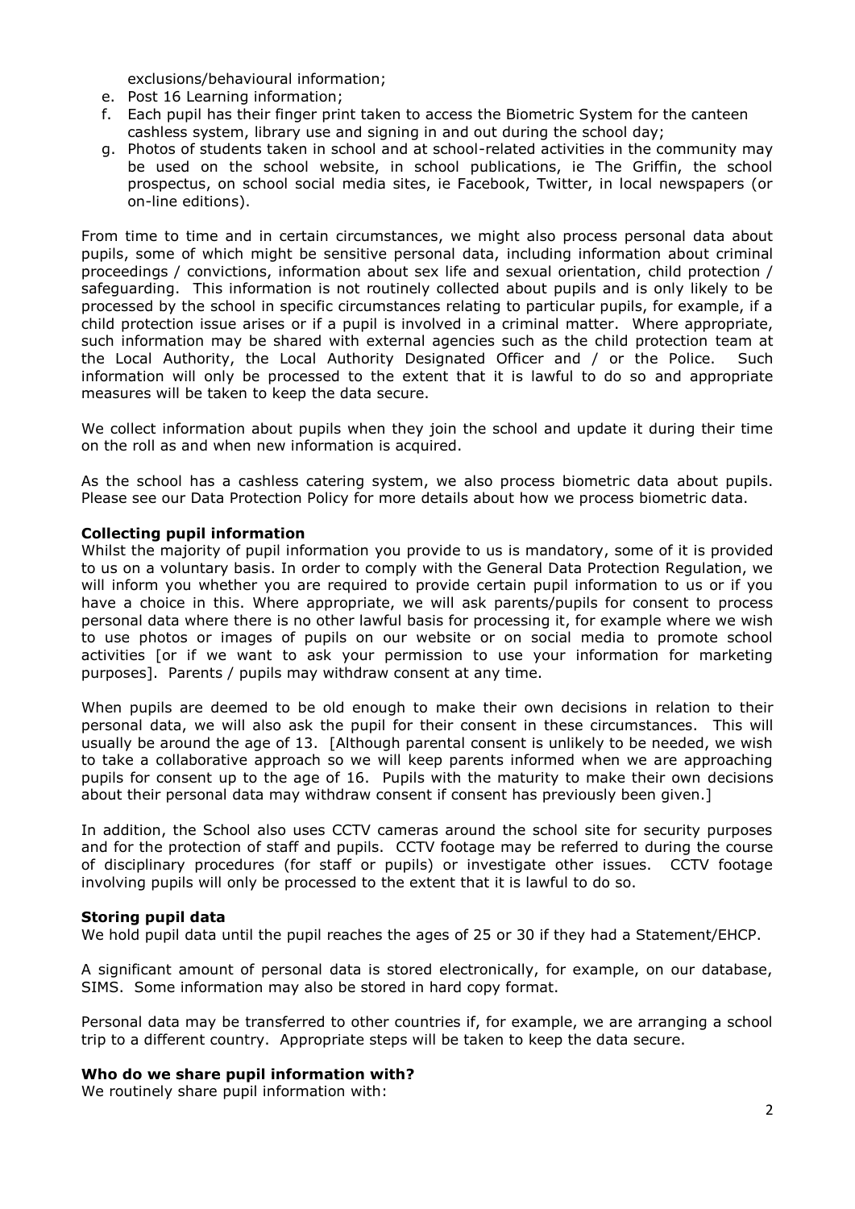exclusions/behavioural information;

e. Post 16 Learning information;
f. Each pupil has their finger print taken to access the Biometric System for the canteen cashless system, library use and signing in and out during the school day;
g. Photos of students taken in school and at school-related activities in the community may be used on the school website, in school publications, ie The Griffin, the school prospectus, on school social media sites, ie Facebook, Twitter, in local newspapers (or on-line editions).

From time to time and in certain circumstances, we might also process personal data about pupils, some of which might be sensitive personal data, including information about criminal proceedings / convictions, information about sex life and sexual orientation, child protection / safeguarding. This information is not routinely collected about pupils and is only likely to be processed by the school in specific circumstances relating to particular pupils, for example, if a child protection issue arises or if a pupil is involved in a criminal matter. Where appropriate, such information may be shared with external agencies such as the child protection team at the Local Authority, the Local Authority Designated Officer and / or the Police. Such information will only be processed to the extent that it is lawful to do so and appropriate measures will be taken to keep the data secure.

We collect information about pupils when they join the school and update it during their time on the roll as and when new information is acquired.

As the school has a cashless catering system, we also process biometric data about pupils. Please see our Data Protection Policy for more details about how we process biometric data.

**Collecting pupil information**

Whilst the majority of pupil information you provide to us is mandatory, some of it is provided to us on a voluntary basis. In order to comply with the General Data Protection Regulation, we will inform you whether you are required to provide certain pupil information to us or if you have a choice in this. Where appropriate, we will ask parents/pupils for consent to process personal data where there is no other lawful basis for processing it, for example where we wish to use photos or images of pupils on our website or on social media to promote school activities [or if we want to ask your permission to use your information for marketing purposes]. Parents / pupils may withdraw consent at any time.

When pupils are deemed to be old enough to make their own decisions in relation to their personal data, we will also ask the pupil for their consent in these circumstances. This will usually be around the age of 13. [Although parental consent is unlikely to be needed, we wish to take a collaborative approach so we will keep parents informed when we are approaching pupils for consent up to the age of 16. Pupils with the maturity to make their own decisions about their personal data may withdraw consent if consent has previously been given.]

In addition, the School also uses CCTV cameras around the school site for security purposes and for the protection of staff and pupils. CCTV footage may be referred to during the course of disciplinary procedures (for staff or pupils) or investigate other issues. CCTV footage involving pupils will only be processed to the extent that it is lawful to do so.

**Storing pupil data**

We hold pupil data until the pupil reaches the ages of 25 or 30 if they had a Statement/EHCP.

A significant amount of personal data is stored electronically, for example, on our database, SIMS. Some information may also be stored in hard copy format.

Personal data may be transferred to other countries if, for example, we are arranging a school trip to a different country. Appropriate steps will be taken to keep the data secure.

**Who do we share pupil information with?**

We routinely share pupil information with: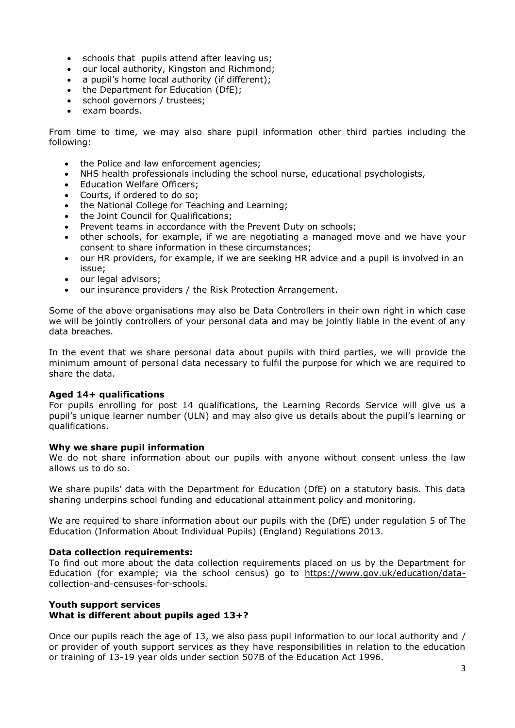- schools that pupils attend after leaving us;
- our local authority, Kingston and Richmond;
- a pupil's home local authority (if different);
- the Department for Education (DfE);
- school governors / trustees;
- exam boards.

From time to time, we may also share pupil information other third parties including the following:

- the Police and law enforcement agencies;
- NHS health professionals including the school nurse, educational psychologists,
- Education Welfare Officers;
- Courts, if ordered to do so;
- the National College for Teaching and Learning;
- the Joint Council for Qualifications;
- Prevent teams in accordance with the Prevent Duty on schools;
- other schools, for example, if we are negotiating a managed move and we have your consent to share information in these circumstances;
- our HR providers, for example, if we are seeking HR advice and a pupil is involved in an issue;
- our legal advisors;
- our insurance providers / the Risk Protection Arrangement.

Some of the above organisations may also be Data Controllers in their own right in which case we will be jointly controllers of your personal data and may be jointly liable in the event of any data breaches.

In the event that we share personal data about pupils with third parties, we will provide the minimum amount of personal data necessary to fulfil the purpose for which we are required to share the data.

**Aged 14+ qualifications**

For pupils enrolling for post 14 qualifications, the Learning Records Service will give us a pupil's unique learner number (ULN) and may also give us details about the pupil's learning or qualifications.

**Why we share pupil information**

We do not share information about our pupils with anyone without consent unless the law allows us to do so.

We share pupils' data with the Department for Education (DfE) on a statutory basis. This data sharing underpins school funding and educational attainment policy and monitoring.

We are required to share information about our pupils with the (DfE) under regulation 5 of The Education (Information About Individual Pupils) (England) Regulations 2013.

**Data collection requirements:**

To find out more about the data collection requirements placed on us by the Department for Education (for example; via the school census) go to https://www.gov.uk/education/data-collection-and-censuses-for-schools.

**Youth support services**
**What is different about pupils aged 13+?**

Once our pupils reach the age of 13, we also pass pupil information to our local authority and / or provider of youth support services as they have responsibilities in relation to the education or training of 13-19 year olds under section 507B of the Education Act 1996.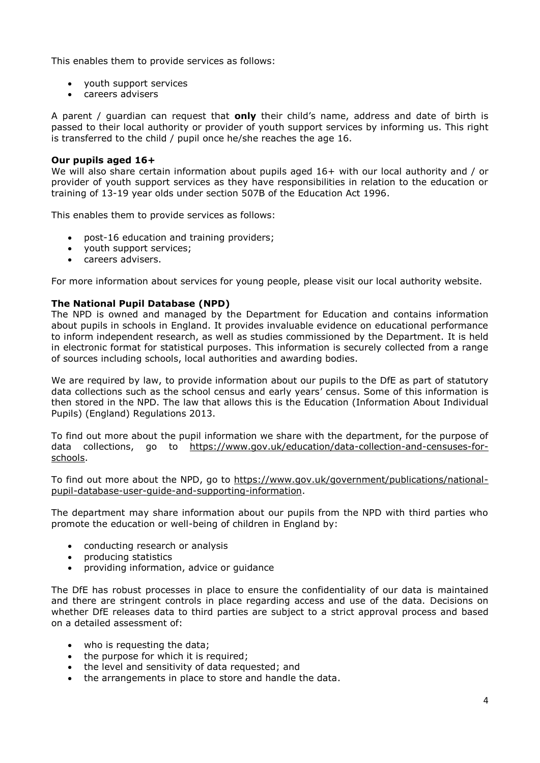This enables them to provide services as follows:

- youth support services
- careers advisers

A parent / guardian can request that **only** their child's name, address and date of birth is passed to their local authority or provider of youth support services by informing us. This right is transferred to the child / pupil once he/she reaches the age 16.

**Our pupils aged 16+**

We will also share certain information about pupils aged 16+ with our local authority and / or provider of youth support services as they have responsibilities in relation to the education or training of 13-19 year olds under section 507B of the Education Act 1996.

This enables them to provide services as follows:

- post-16 education and training providers;
- youth support services;
- careers advisers.

For more information about services for young people, please visit our local authority website.

**The National Pupil Database (NPD)**

The NPD is owned and managed by the Department for Education and contains information about pupils in schools in England. It provides invaluable evidence on educational performance to inform independent research, as well as studies commissioned by the Department. It is held in electronic format for statistical purposes. This information is securely collected from a range of sources including schools, local authorities and awarding bodies.

We are required by law, to provide information about our pupils to the DfE as part of statutory data collections such as the school census and early years' census. Some of this information is then stored in the NPD. The law that allows this is the Education (Information About Individual Pupils) (England) Regulations 2013.

To find out more about the pupil information we share with the department, for the purpose of data collections, go to https://www.gov.uk/education/data-collection-and-censuses-for-schools.

To find out more about the NPD, go to https://www.gov.uk/government/publications/national-pupil-database-user-guide-and-supporting-information.

The department may share information about our pupils from the NPD with third parties who promote the education or well-being of children in England by:

- conducting research or analysis
- producing statistics
- providing information, advice or guidance

The DfE has robust processes in place to ensure the confidentiality of our data is maintained and there are stringent controls in place regarding access and use of the data. Decisions on whether DfE releases data to third parties are subject to a strict approval process and based on a detailed assessment of:

- who is requesting the data;
- the purpose for which it is required;
- the level and sensitivity of data requested; and
- the arrangements in place to store and handle the data.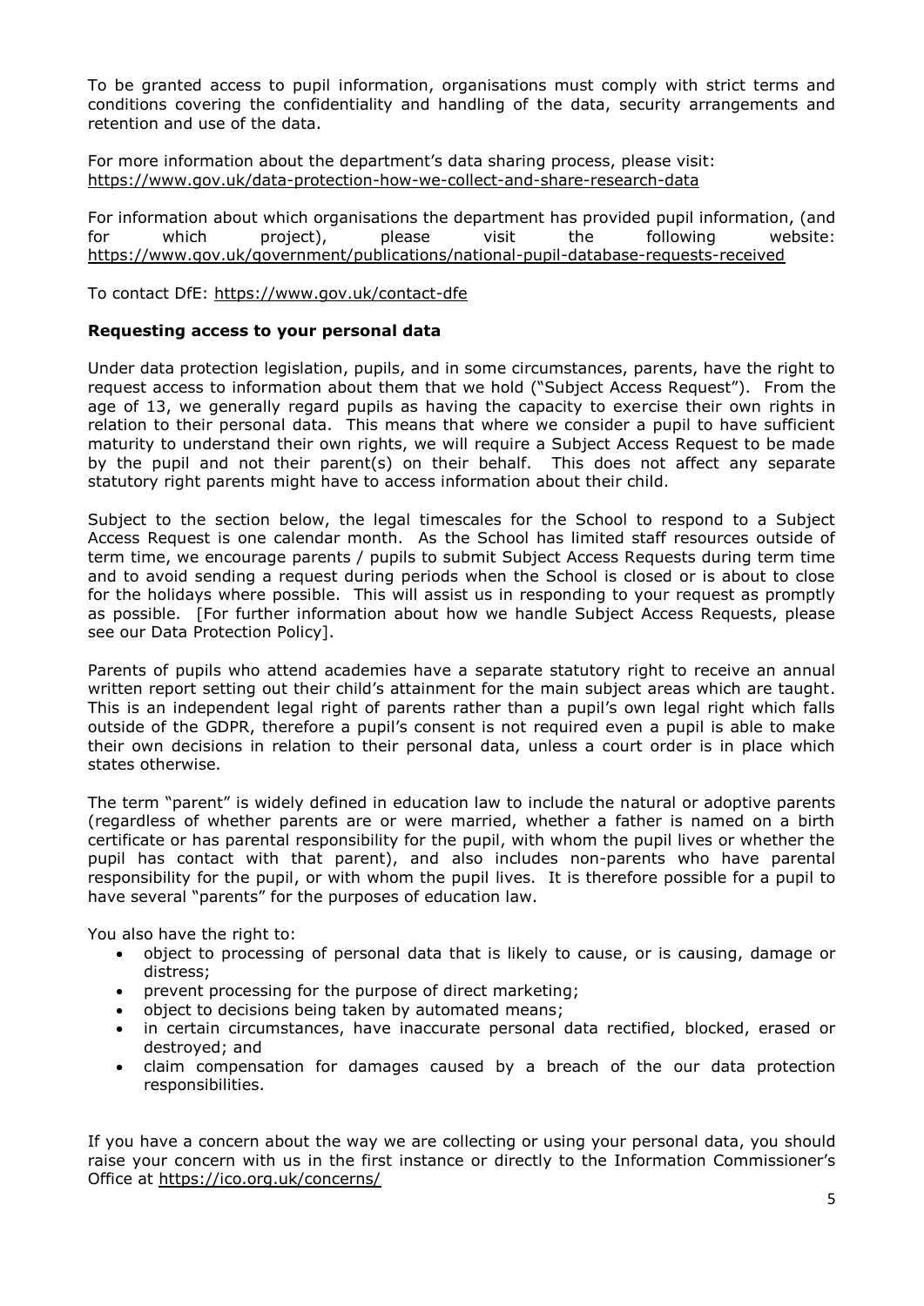To be granted access to pupil information, organisations must comply with strict terms and conditions covering the confidentiality and handling of the data, security arrangements and retention and use of the data.

For more information about the department's data sharing process, please visit: https://www.gov.uk/data-protection-how-we-collect-and-share-research-data

For information about which organisations the department has provided pupil information, (and for which project), please visit the following website: https://www.gov.uk/government/publications/national-pupil-database-requests-received

To contact DfE: https://www.gov.uk/contact-dfe

**Requesting access to your personal data**

Under data protection legislation, pupils, and in some circumstances, parents, have the right to request access to information about them that we hold ("Subject Access Request"). From the age of 13, we generally regard pupils as having the capacity to exercise their own rights in relation to their personal data. This means that where we consider a pupil to have sufficient maturity to understand their own rights, we will require a Subject Access Request to be made by the pupil and not their parent(s) on their behalf. This does not affect any separate statutory right parents might have to access information about their child.

Subject to the section below, the legal timescales for the School to respond to a Subject Access Request is one calendar month. As the School has limited staff resources outside of term time, we encourage parents / pupils to submit Subject Access Requests during term time and to avoid sending a request during periods when the School is closed or is about to close for the holidays where possible. This will assist us in responding to your request as promptly as possible. [For further information about how we handle Subject Access Requests, please see our Data Protection Policy].

Parents of pupils who attend academies have a separate statutory right to receive an annual written report setting out their child's attainment for the main subject areas which are taught. This is an independent legal right of parents rather than a pupil's own legal right which falls outside of the GDPR, therefore a pupil's consent is not required even a pupil is able to make their own decisions in relation to their personal data, unless a court order is in place which states otherwise.

The term "parent" is widely defined in education law to include the natural or adoptive parents (regardless of whether parents are or were married, whether a father is named on a birth certificate or has parental responsibility for the pupil, with whom the pupil lives or whether the pupil has contact with that parent), and also includes non-parents who have parental responsibility for the pupil, or with whom the pupil lives. It is therefore possible for a pupil to have several "parents" for the purposes of education law.

You also have the right to:

- object to processing of personal data that is likely to cause, or is causing, damage or distress;
- prevent processing for the purpose of direct marketing;
- object to decisions being taken by automated means;
- in certain circumstances, have inaccurate personal data rectified, blocked, erased or destroyed; and
- claim compensation for damages caused by a breach of the our data protection responsibilities.

If you have a concern about the way we are collecting or using your personal data, you should raise your concern with us in the first instance or directly to the Information Commissioner's Office at https://ico.org.uk/concerns/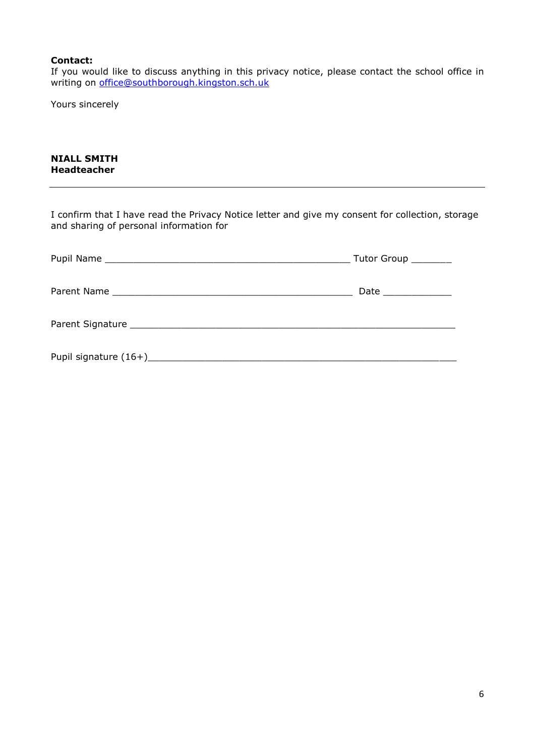**Contact:**
If you would like to discuss anything in this privacy notice, please contact the school office in writing on office@southborough.kingston.sch.uk

Yours sincerely

**NIALL SMITH**
**Headteacher**

---

I confirm that I have read the Privacy Notice letter and give my consent for collection, storage and sharing of personal information for

Pupil Name _______________________________________________ Tutor Group _______

Parent Name ______________________________________________ Date ____________

Parent Signature ______________________________________________________________

Pupil signature (16+)___________________________________________________________